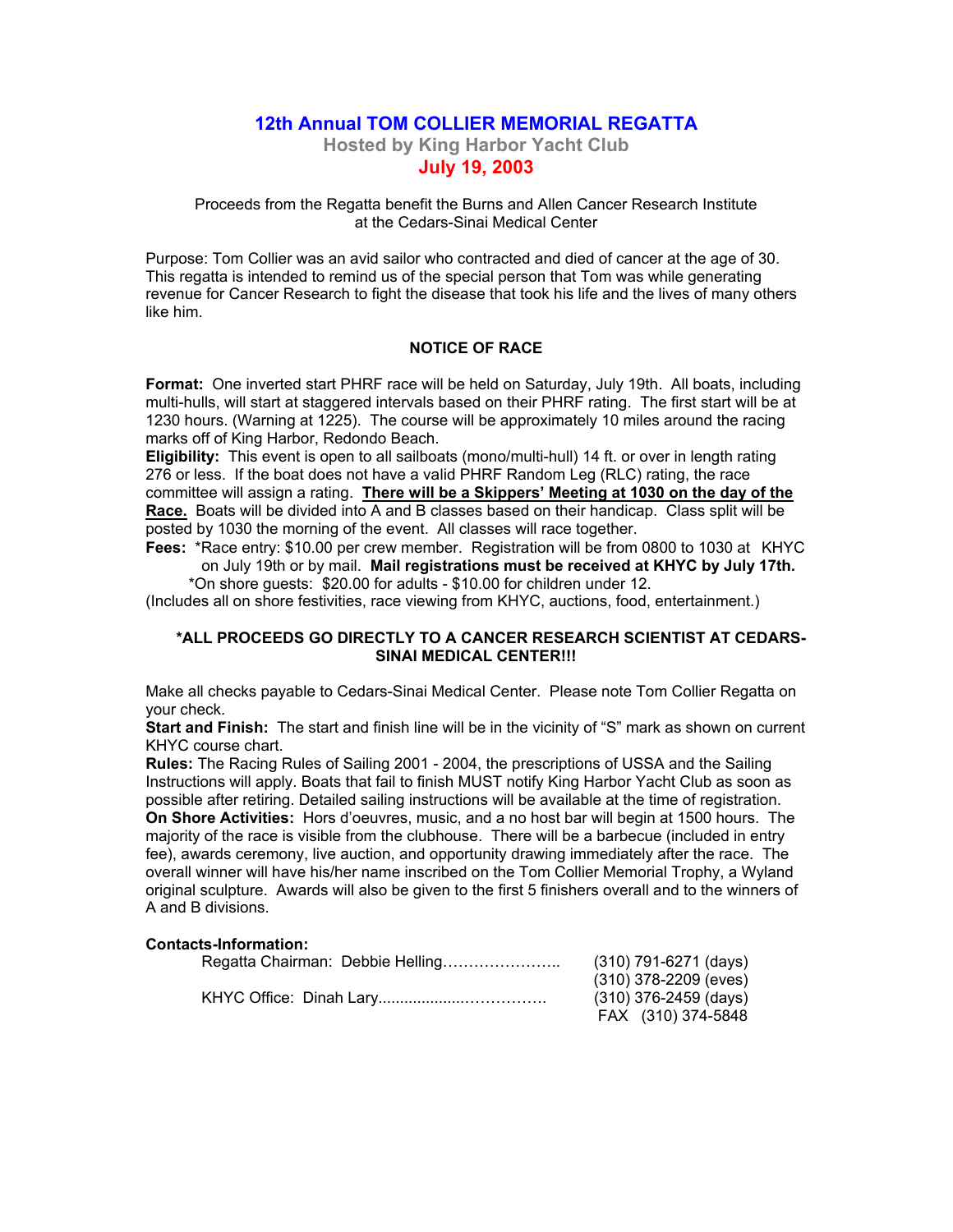# 12th Annual TOM COLLIER MEMORIAL REGATTA

## Hosted by King Harbor Yacht Club

## July 19, 2003

Proceeds from the Regatta benefit the Burns and Allen Cancer Research Institute at the Cedars-Sinai Medical Center

Purpose: Tom Collier was an avid sailor who contracted and died of cancer at the age of 30. This regatta is intended to remind us of the special person that Tom was while generating revenue for Cancer Research to fight the disease that took his life and the lives of many others like him.

### NOTICE OF RACE

**Format:** One inverted start PHRF race will be held on Saturday, July 19th. All boats, including multi-hulls, will start at staggered intervals based on their PHRF rating. The first start will be at 1230 hours. (Warning at 1225). The course will be approximately 10 miles around the racing marks off of King Harbor, Redondo Beach.

**Eligibility:** This event is open to all sailboats (mono/multi-hull) 14 ft. or over in length rating 276 or less. If the boat does not have a valid PHRF Random Leg (RLC) rating, the race committee will assign a rating. **There will be a Skippers' Meeting at 1030 on the day of the Race.** Boats will be divided into A and B classes based on their handicap. Class split will be posted by 1030 the morning of the event. All classes will race together.

**Fees:** *Race entry: $10.00 per crew member. Registration will be from 0800 to 1030 at KHYC on July 19th or by mail. **Mail registrations must be received at KHYC by July 17th.**
*On shore guests: $20.00 for adults - $10.00 for children under 12.
(Includes all on shore festivities, race viewing from KHYC, auctions, food, entertainment.)

**\*ALL PROCEEDS GO DIRECTLY TO A CANCER RESEARCH SCIENTIST AT CEDARS-SINAI MEDICAL CENTER!!!**

Make all checks payable to Cedars-Sinai Medical Center. Please note Tom Collier Regatta on your check.

**Start and Finish:** The start and finish line will be in the vicinity of "S" mark as shown on current KHYC course chart.

**Rules:** The Racing Rules of Sailing 2001 - 2004, the prescriptions of USSA and the Sailing Instructions will apply. Boats that fail to finish MUST notify King Harbor Yacht Club as soon as possible after retiring. Detailed sailing instructions will be available at the time of registration.

**On Shore Activities:** Hors d'oeuvres, music, and a no host bar will begin at 1500 hours. The majority of the race is visible from the clubhouse. There will be a barbecue (included in entry fee), awards ceremony, live auction, and opportunity drawing immediately after the race. The overall winner will have his/her name inscribed on the Tom Collier Memorial Trophy, a Wyland original sculpture. Awards will also be given to the first 5 finishers overall and to the winners of A and B divisions.

**Contacts-Information:**

Regatta Chairman: Debbie Helling…………………. (310) 791-6271 (days)
(310) 378-2209 (eves)

KHYC Office: Dinah Lary..................……………. (310) 376-2459 (days)
FAX (310) 374-5848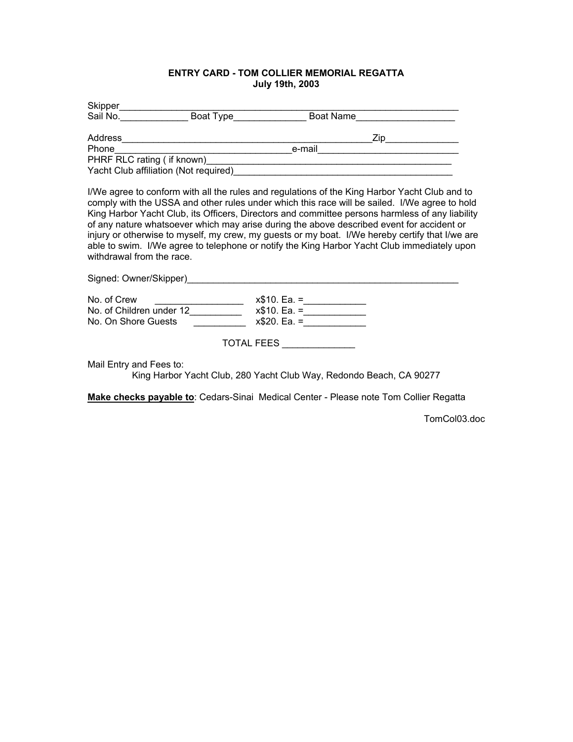**ENTRY CARD - TOM COLLIER MEMORIAL REGATTA**
**July 19th, 2003**

Skipper_____________________________________________________________________
Sail No.____________ Boat Type_____________ Boat Name__________________

Address_______________________________________________Zip_____________
Phone_________________________________e-mail___________________________
PHRF RLC rating ( if known)___________________________________________
Yacht Club affiliation (Not required)_________________________________________

I/We agree to conform with all the rules and regulations of the King Harbor Yacht Club and to comply with the USSA and other rules under which this race will be sailed. I/We agree to hold King Harbor Yacht Club, its Officers, Directors and committee persons harmless of any liability of any nature whatsoever which may arise during the above described event for accident or injury or otherwise to myself, my crew, my guests or my boat. I/We hereby certify that I/we are able to swim. I/We agree to telephone or notify the King Harbor Yacht Club immediately upon withdrawal from the race.

Signed: Owner/Skipper)_____________________________________________________

No. of Crew _________________ x$10. Ea. =____________
No. of Children under 12__________ x$10. Ea. =____________
No. On Shore Guests __________ x$20. Ea. =____________

TOTAL FEES _____________

Mail Entry and Fees to:
King Harbor Yacht Club, 280 Yacht Club Way, Redondo Beach, CA 90277

**Make checks payable to**: Cedars-Sinai Medical Center - Please note Tom Collier Regatta

TomCol03.doc